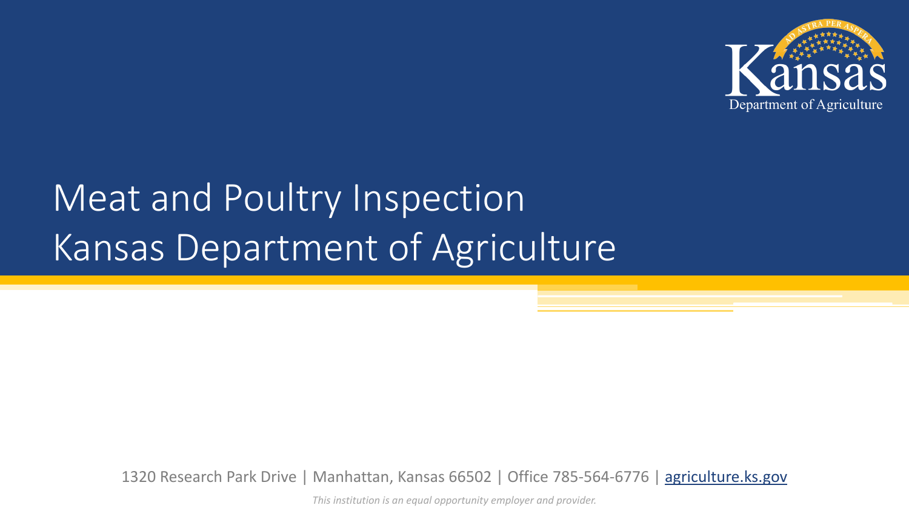# Meat and Poultry Inspection
# Kansas Department of Agriculture

Kansas Department of Agriculture

1320 Research Park Drive | Manhattan, Kansas 66502 | Office 785-564-6776 | agriculture.ks.gov

*This institution is an equal opportunity employer and provider.*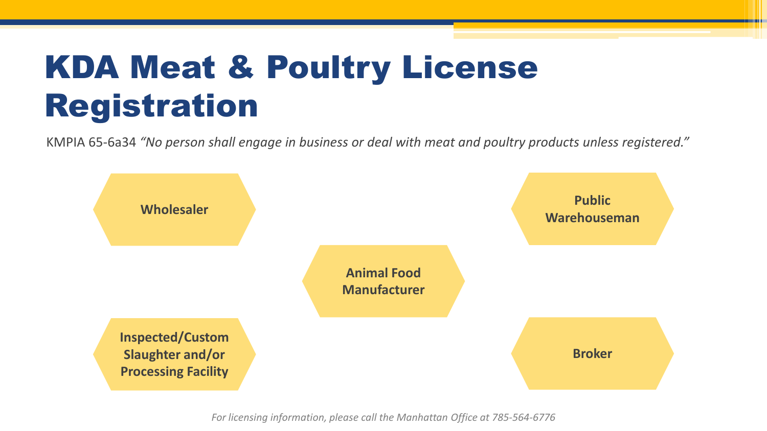# KDA Meat & Poultry License Registration

KMPIA 65-6a34 *"No person shall engage in business or deal with meat and poultry products unless registered."*

- **Wholesaler**
- **Public Warehouseman**
- **Animal Food Manufacturer**
- **Inspected/Custom Slaughter and/or Processing Facility**
- **Broker**

*For licensing information, please call the Manhattan Office at 785-564-6776*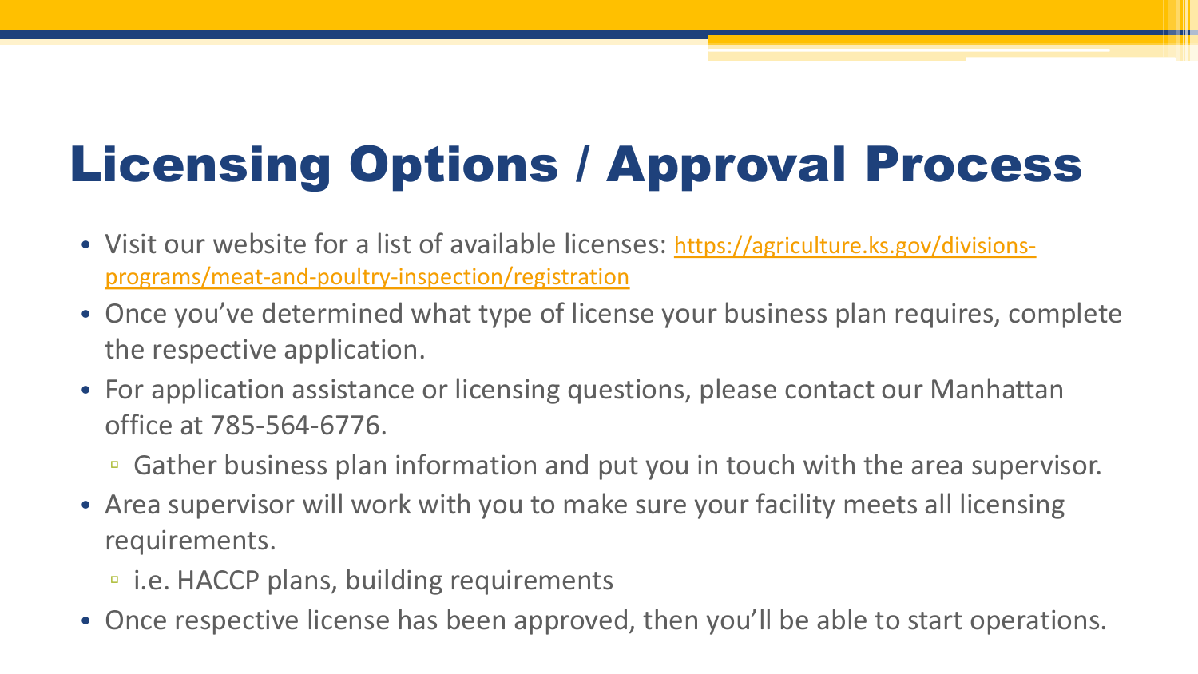# Licensing Options / Approval Process

- Visit our website for a list of available licenses: [https://agriculture.ks.gov/divisions-programs/meat-and-poultry-inspection/registration](https://agriculture.ks.gov/divisions-programs/meat-and-poultry-inspection/registration)
- Once you've determined what type of license your business plan requires, complete the respective application.
- For application assistance or licensing questions, please contact our Manhattan office at 785-564-6776.
  - Gather business plan information and put you in touch with the area supervisor.
- Area supervisor will work with you to make sure your facility meets all licensing requirements.
  - i.e. HACCP plans, building requirements
- Once respective license has been approved, then you'll be able to start operations.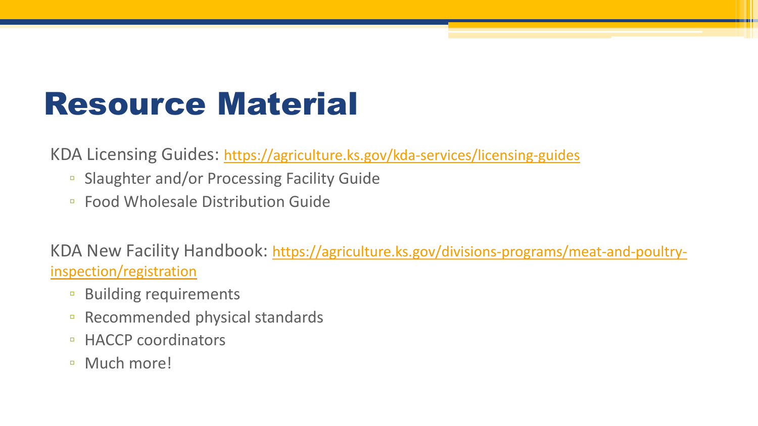# Resource Material

KDA Licensing Guides: https://agriculture.ks.gov/kda-services/licensing-guides

- Slaughter and/or Processing Facility Guide
- Food Wholesale Distribution Guide

KDA New Facility Handbook: https://agriculture.ks.gov/divisions-programs/meat-and-poultry-inspection/registration

- Building requirements
- Recommended physical standards
- HACCP coordinators
- Much more!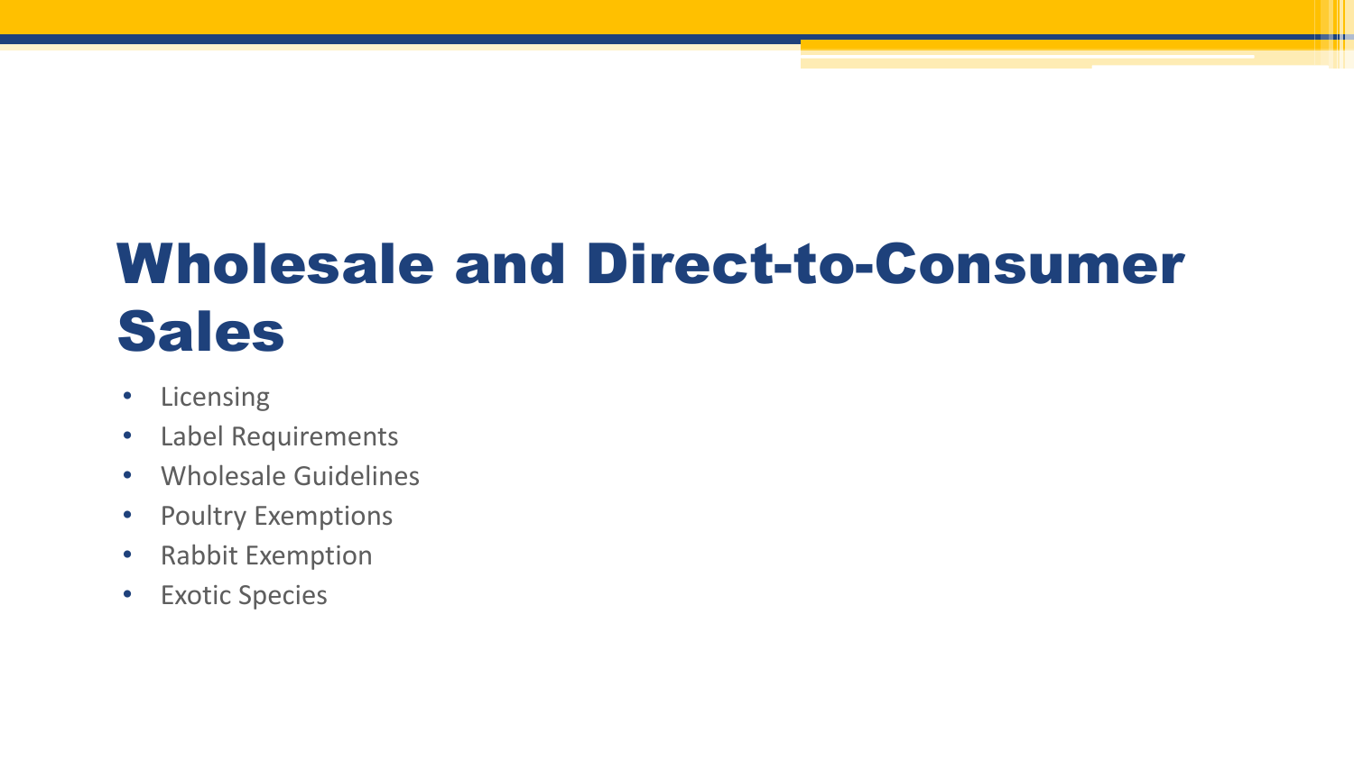# Wholesale and Direct-to-Consumer Sales

- Licensing
- Label Requirements
- Wholesale Guidelines
- Poultry Exemptions
- Rabbit Exemption
- Exotic Species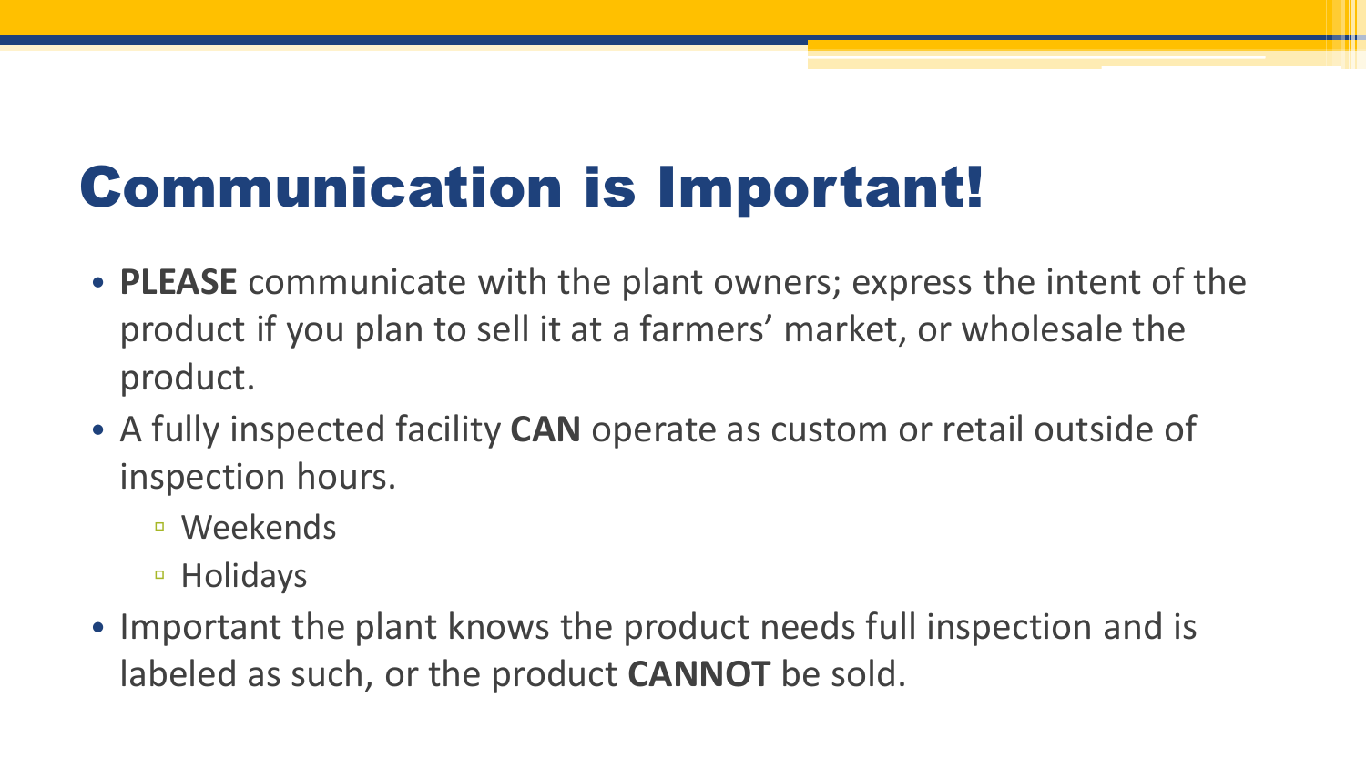# Communication is Important!

- **PLEASE** communicate with the plant owners; express the intent of the product if you plan to sell it at a farmers' market, or wholesale the product.
- A fully inspected facility **CAN** operate as custom or retail outside of inspection hours.
  - Weekends
  - Holidays
- Important the plant knows the product needs full inspection and is labeled as such, or the product **CANNOT** be sold.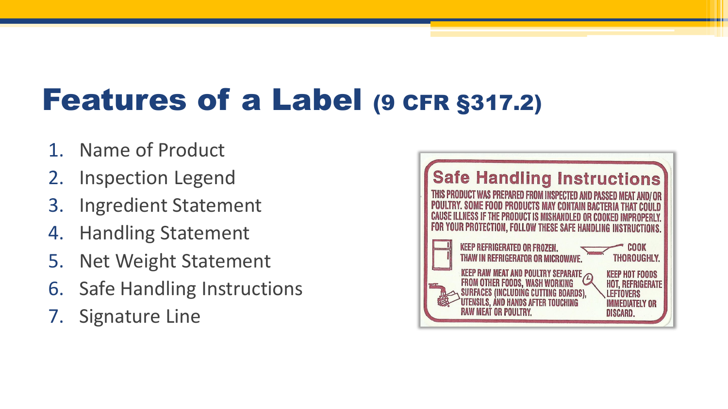# Features of a Label (9 CFR §317.2)

1. Name of Product
2. Inspection Legend
3. Ingredient Statement
4. Handling Statement
5. Net Weight Statement
6. Safe Handling Instructions
7. Signature Line

**Safe Handling Instructions**

THIS PRODUCT WAS PREPARED FROM INSPECTED AND PASSED MEAT AND/OR POULTRY. SOME FOOD PRODUCTS MAY CONTAIN BACTERIA THAT COULD CAUSE ILLNESS IF THE PRODUCT IS MISHANDLED OR COOKED IMPROPERLY. FOR YOUR PROTECTION, FOLLOW THESE SAFE HANDLING INSTRUCTIONS.

KEEP REFRIGERATED OR FROZEN. THAW IN REFRIGERATOR OR MICROWAVE.

COOK THOROUGHLY.

KEEP RAW MEAT AND POULTRY SEPARATE FROM OTHER FOODS, WASH WORKING SURFACES (INCLUDING CUTTING BOARDS), UTENSILS, AND HANDS AFTER TOUCHING RAW MEAT OR POULTRY.

KEEP HOT FOODS HOT, REFRIGERATE LEFTOVERS IMMEDIATELY OR DISCARD.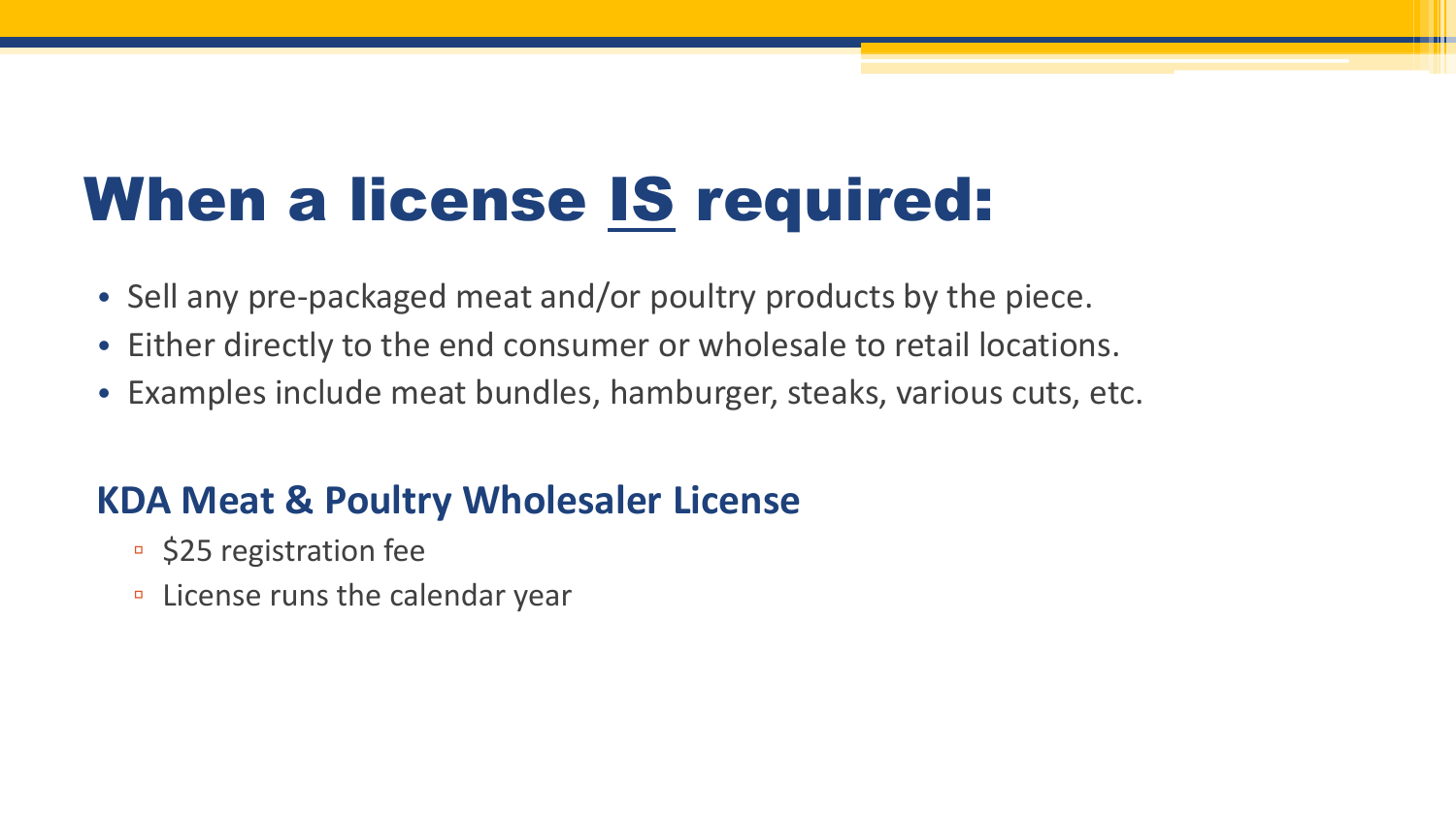# When a license IS required:

- Sell any pre-packaged meat and/or poultry products by the piece.
- Either directly to the end consumer or wholesale to retail locations.
- Examples include meat bundles, hamburger, steaks, various cuts, etc.

## KDA Meat & Poultry Wholesaler License

- $25 registration fee
- License runs the calendar year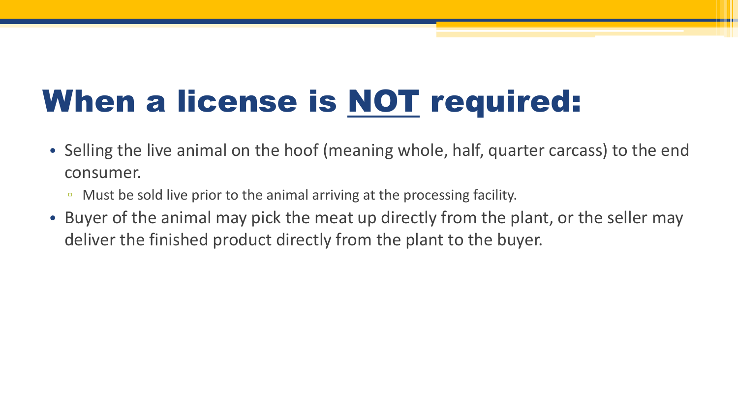# When a license is <u>NOT</u> required:

- Selling the live animal on the hoof (meaning whole, half, quarter carcass) to the end consumer.
  - Must be sold live prior to the animal arriving at the processing facility.
- Buyer of the animal may pick the meat up directly from the plant, or the seller may deliver the finished product directly from the plant to the buyer.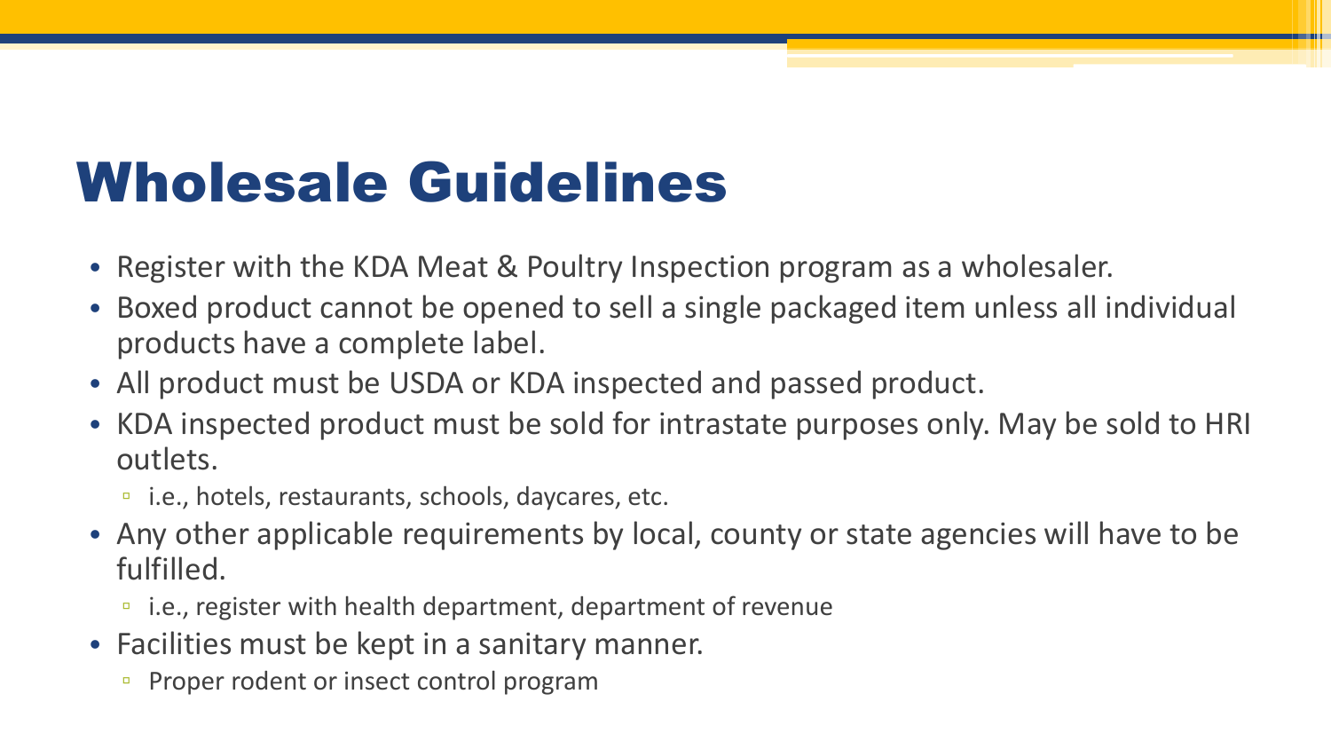# Wholesale Guidelines

- Register with the KDA Meat & Poultry Inspection program as a wholesaler.
- Boxed product cannot be opened to sell a single packaged item unless all individual products have a complete label.
- All product must be USDA or KDA inspected and passed product.
- KDA inspected product must be sold for intrastate purposes only. May be sold to HRI outlets.
  - i.e., hotels, restaurants, schools, daycares, etc.
- Any other applicable requirements by local, county or state agencies will have to be fulfilled.
  - i.e., register with health department, department of revenue
- Facilities must be kept in a sanitary manner.
  - Proper rodent or insect control program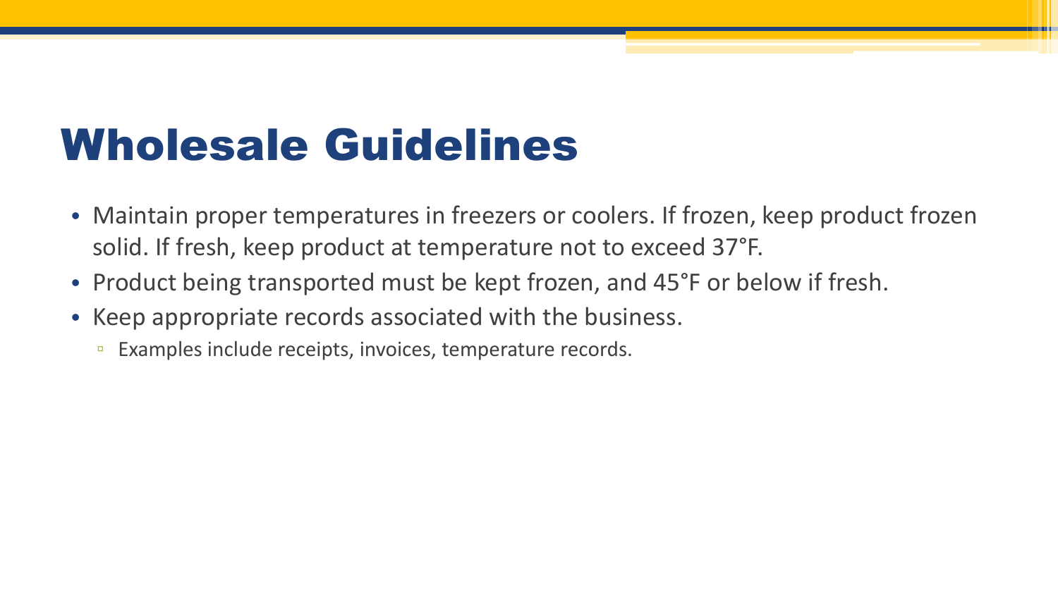# Wholesale Guidelines

- Maintain proper temperatures in freezers or coolers. If frozen, keep product frozen solid. If fresh, keep product at temperature not to exceed 37°F.
- Product being transported must be kept frozen, and 45°F or below if fresh.
- Keep appropriate records associated with the business.
  - Examples include receipts, invoices, temperature records.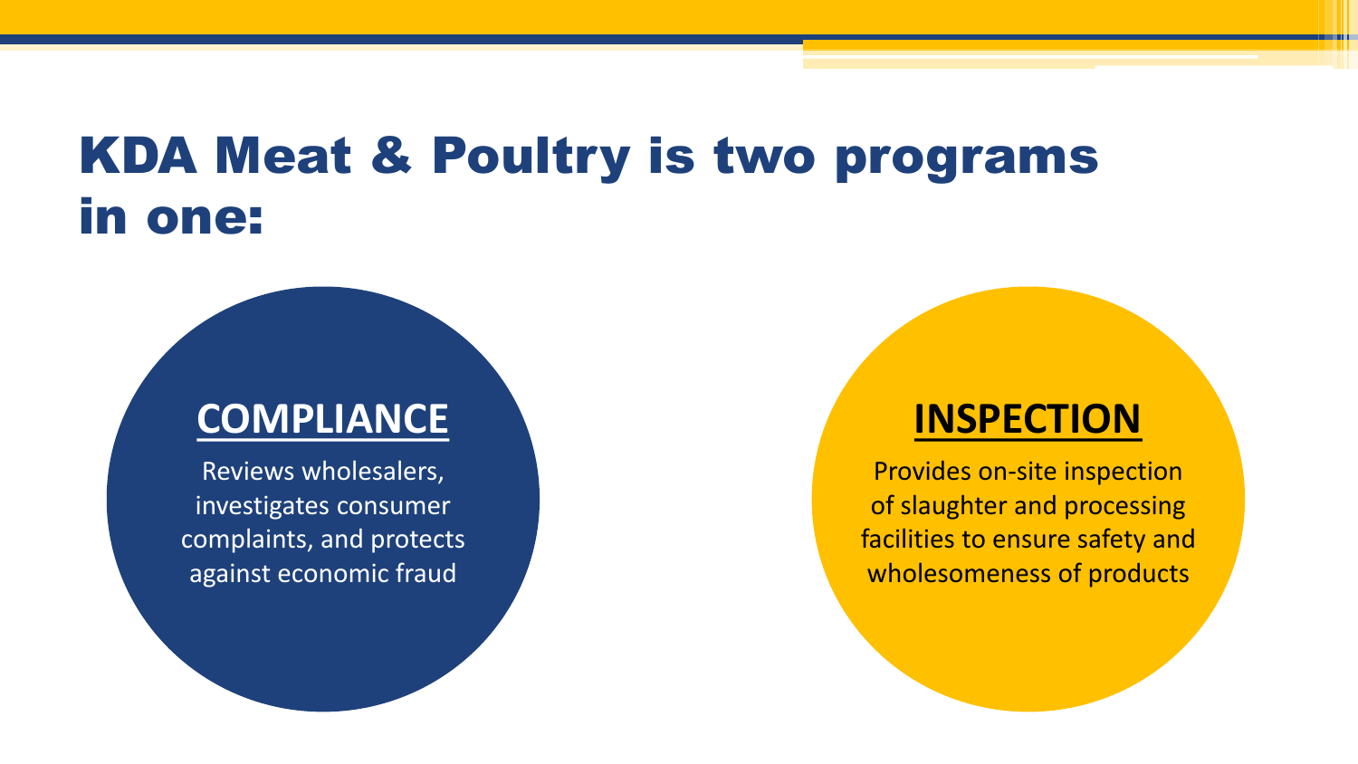# KDA Meat & Poultry is two programs in one:

## COMPLIANCE

Reviews wholesalers, investigates consumer complaints, and protects against economic fraud

## INSPECTION

Provides on-site inspection of slaughter and processing facilities to ensure safety and wholesomeness of products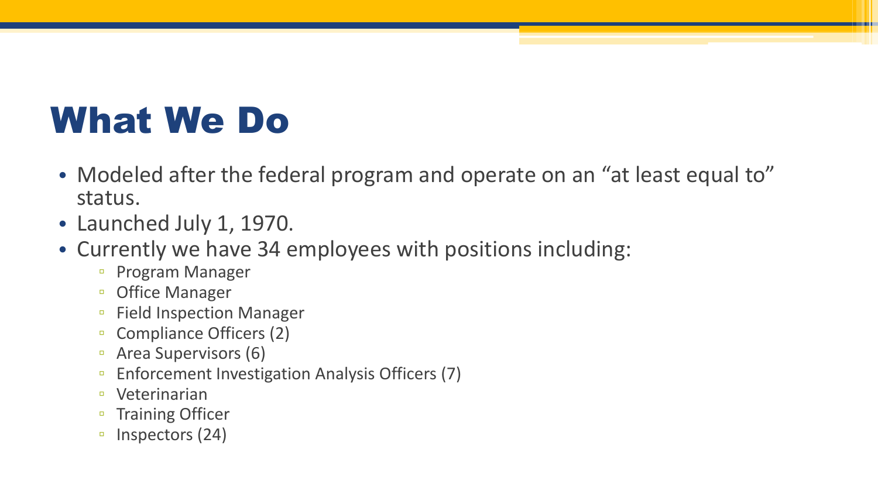# What We Do

- Modeled after the federal program and operate on an “at least equal to” status.
- Launched July 1, 1970.
- Currently we have 34 employees with positions including:
  - Program Manager
  - Office Manager
  - Field Inspection Manager
  - Compliance Officers (2)
  - Area Supervisors (6)
  - Enforcement Investigation Analysis Officers (7)
  - Veterinarian
  - Training Officer
  - Inspectors (24)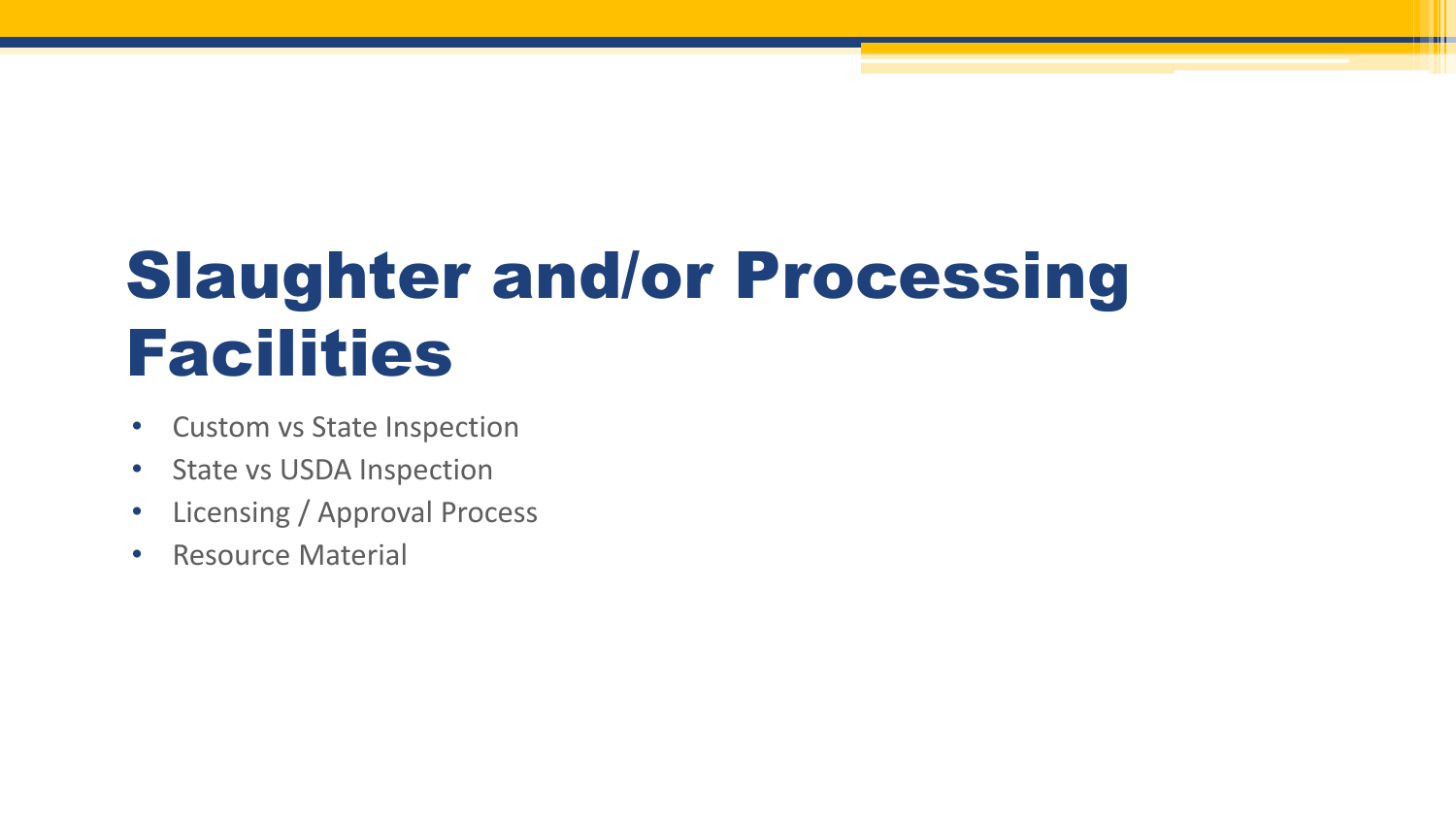# Slaughter and/or Processing Facilities

- Custom vs State Inspection
- State vs USDA Inspection
- Licensing / Approval Process
- Resource Material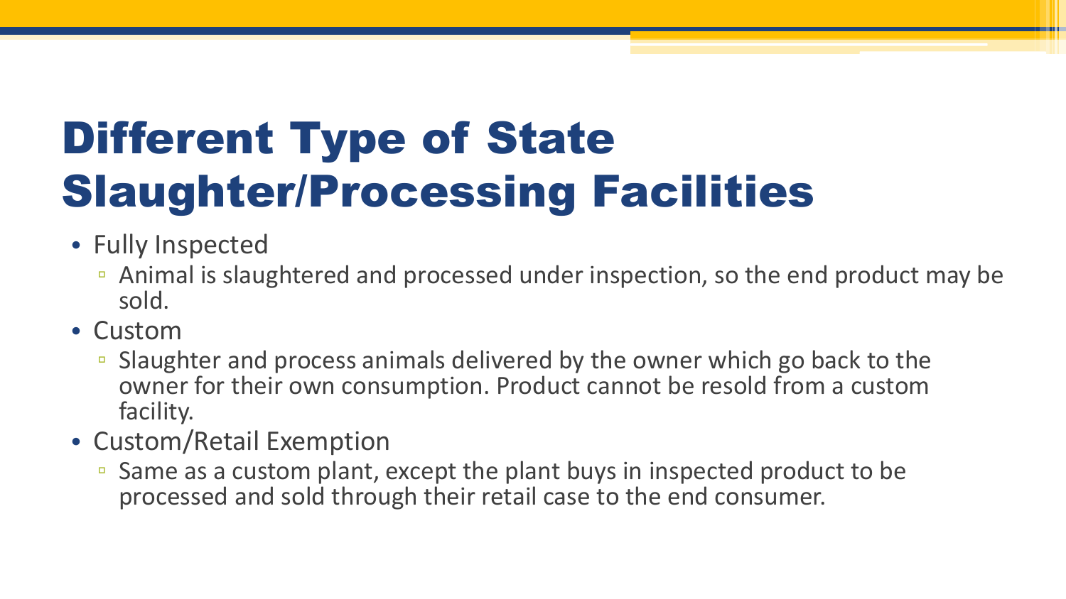# Different Type of State Slaughter/Processing Facilities

- Fully Inspected
  - Animal is slaughtered and processed under inspection, so the end product may be sold.
- Custom
  - Slaughter and process animals delivered by the owner which go back to the owner for their own consumption. Product cannot be resold from a custom facility.
- Custom/Retail Exemption
  - Same as a custom plant, except the plant buys in inspected product to be processed and sold through their retail case to the end consumer.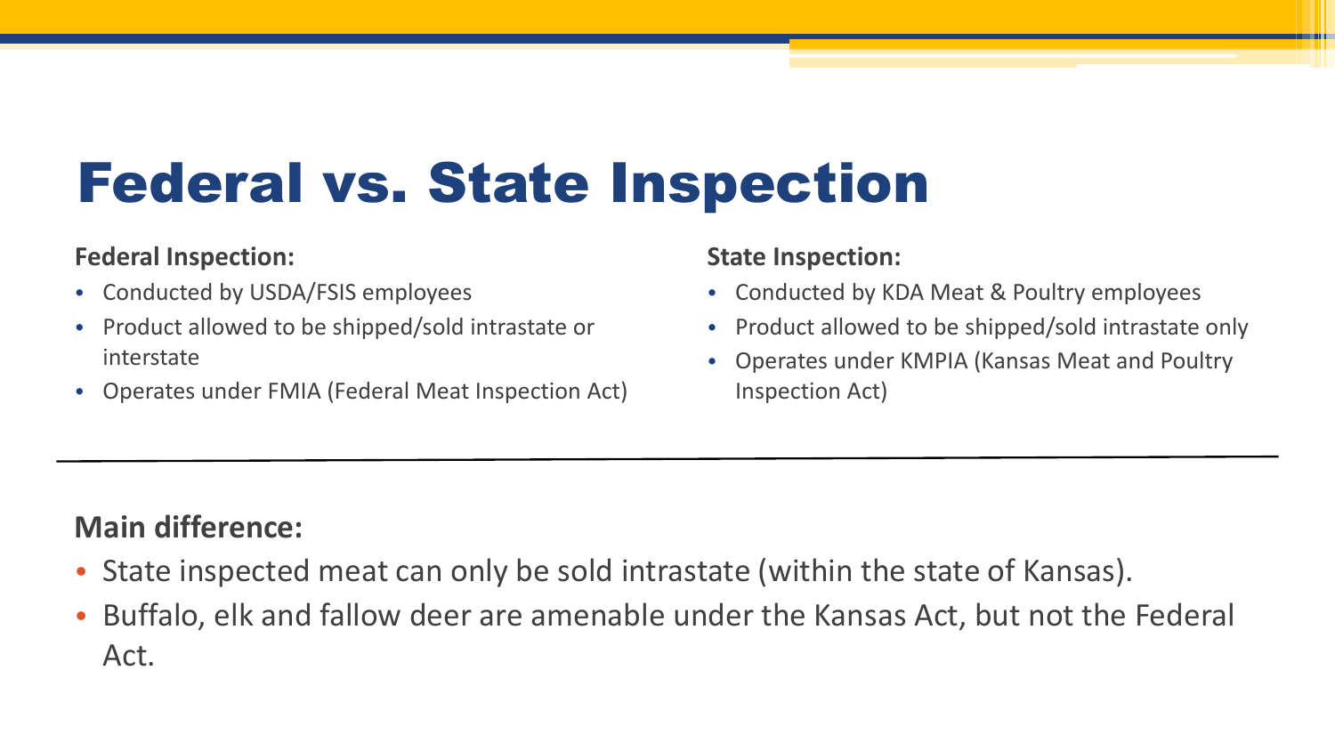# Federal vs. State Inspection

**Federal Inspection:**

- Conducted by USDA/FSIS employees
- Product allowed to be shipped/sold intrastate or interstate
- Operates under FMIA (Federal Meat Inspection Act)

**State Inspection:**

- Conducted by KDA Meat & Poultry employees
- Product allowed to be shipped/sold intrastate only
- Operates under KMPIA (Kansas Meat and Poultry Inspection Act)

---

**Main difference:**

- State inspected meat can only be sold intrastate (within the state of Kansas).
- Buffalo, elk and fallow deer are amenable under the Kansas Act, but not the Federal Act.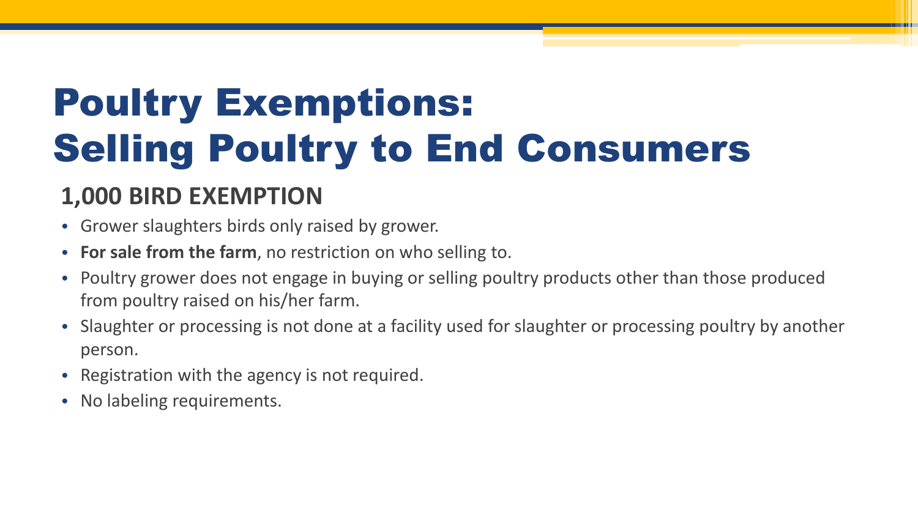# Poultry Exemptions: Selling Poultry to End Consumers

## 1,000 BIRD EXEMPTION

- Grower slaughters birds only raised by grower.
- **For sale from the farm**, no restriction on who selling to.
- Poultry grower does not engage in buying or selling poultry products other than those produced from poultry raised on his/her farm.
- Slaughter or processing is not done at a facility used for slaughter or processing poultry by another person.
- Registration with the agency is not required.
- No labeling requirements.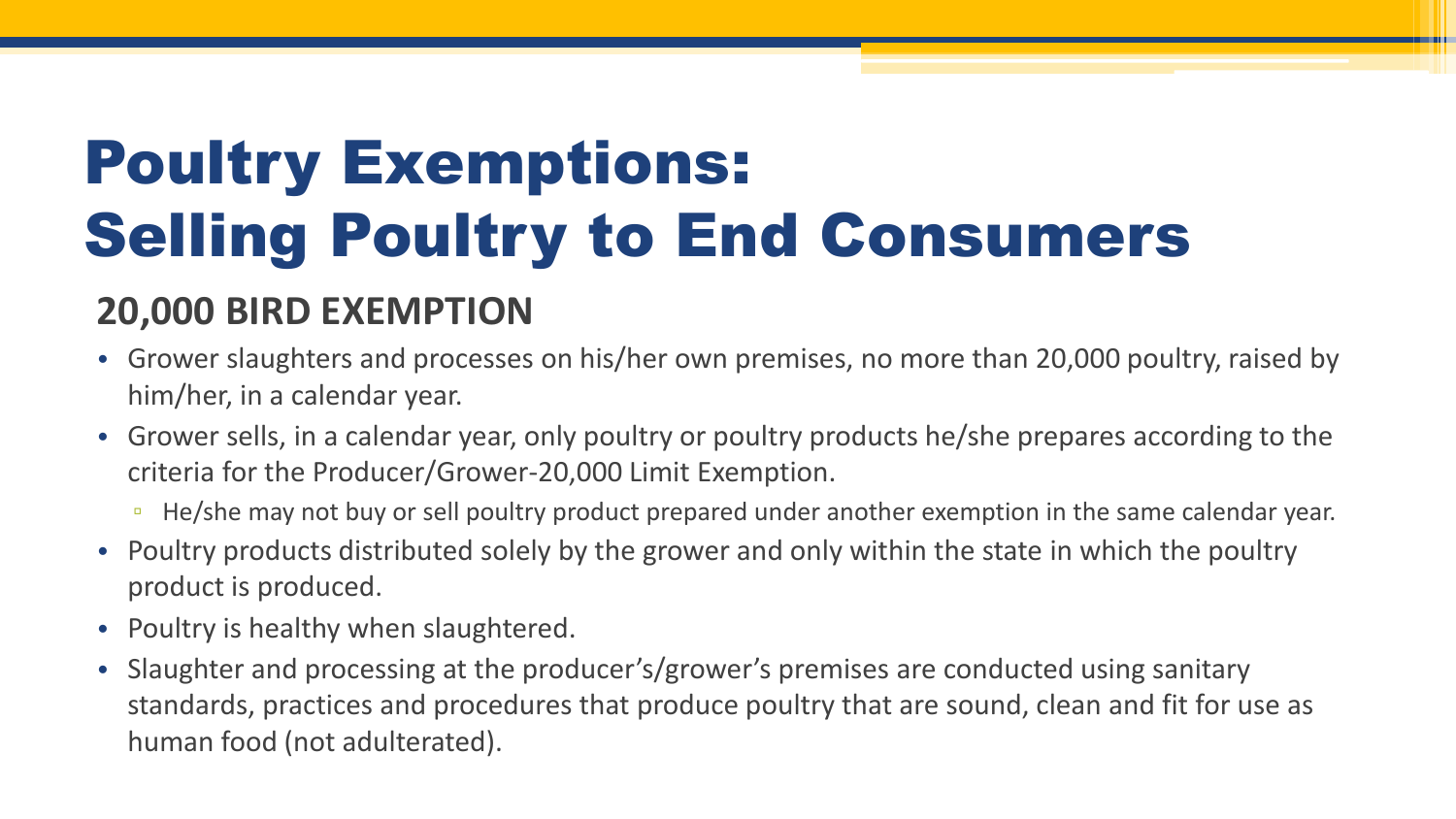# Poultry Exemptions: Selling Poultry to End Consumers

## 20,000 BIRD EXEMPTION

- Grower slaughters and processes on his/her own premises, no more than 20,000 poultry, raised by him/her, in a calendar year.
- Grower sells, in a calendar year, only poultry or poultry products he/she prepares according to the criteria for the Producer/Grower-20,000 Limit Exemption.
  - He/she may not buy or sell poultry product prepared under another exemption in the same calendar year.
- Poultry products distributed solely by the grower and only within the state in which the poultry product is produced.
- Poultry is healthy when slaughtered.
- Slaughter and processing at the producer's/grower's premises are conducted using sanitary standards, practices and procedures that produce poultry that are sound, clean and fit for use as human food (not adulterated).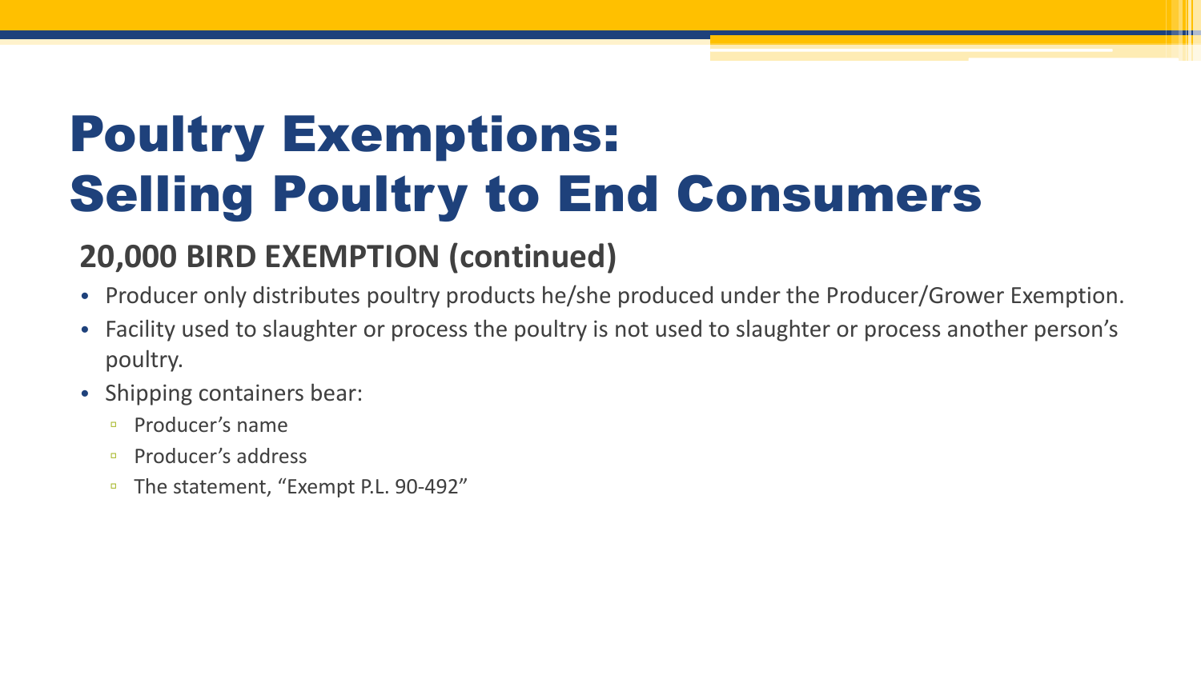# Poultry Exemptions: Selling Poultry to End Consumers

## 20,000 BIRD EXEMPTION (continued)

- Producer only distributes poultry products he/she produced under the Producer/Grower Exemption.
- Facility used to slaughter or process the poultry is not used to slaughter or process another person's poultry.
- Shipping containers bear:
  - Producer's name
  - Producer's address
  - The statement, "Exempt P.L. 90-492"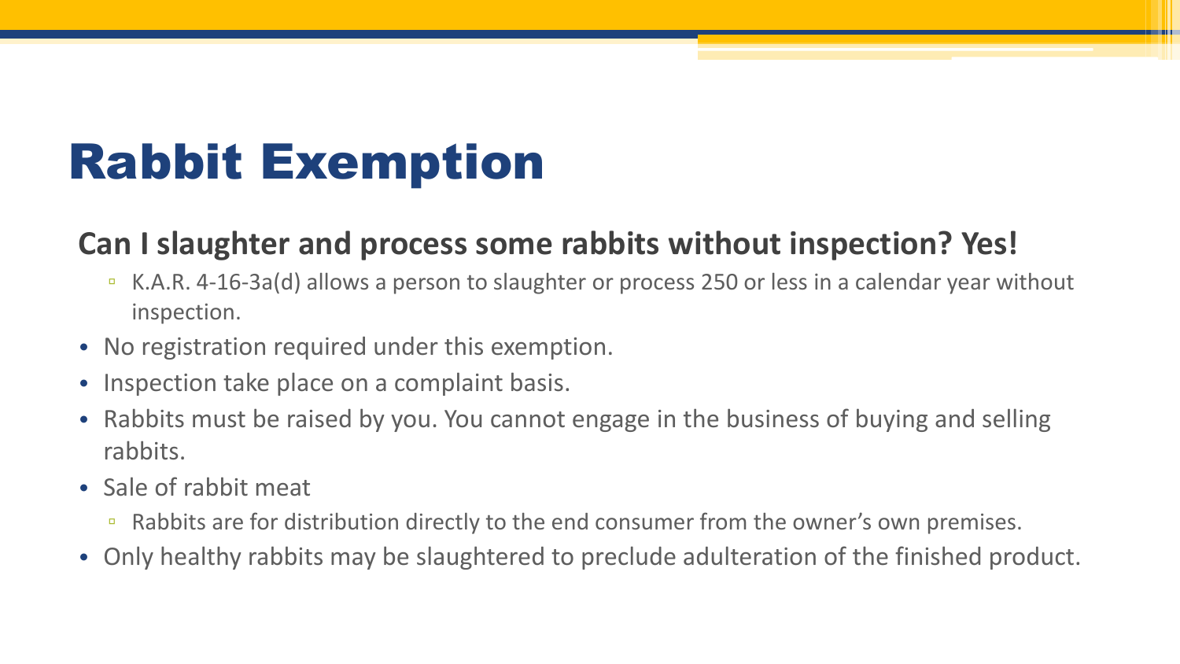# Rabbit Exemption

**Can I slaughter and process some rabbits without inspection? Yes!**

  - K.A.R. 4-16-3a(d) allows a person to slaughter or process 250 or less in a calendar year without inspection.
- No registration required under this exemption.
- Inspection take place on a complaint basis.
- Rabbits must be raised by you. You cannot engage in the business of buying and selling rabbits.
- Sale of rabbit meat
  - Rabbits are for distribution directly to the end consumer from the owner's own premises.
- Only healthy rabbits may be slaughtered to preclude adulteration of the finished product.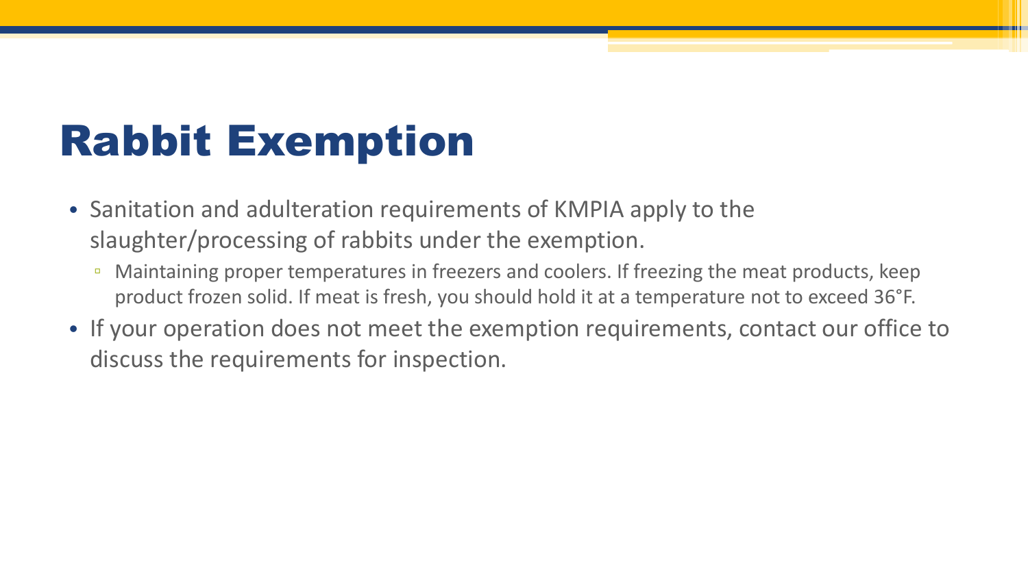# Rabbit Exemption

- Sanitation and adulteration requirements of KMPIA apply to the slaughter/processing of rabbits under the exemption.
  - Maintaining proper temperatures in freezers and coolers. If freezing the meat products, keep product frozen solid. If meat is fresh, you should hold it at a temperature not to exceed 36°F.
- If your operation does not meet the exemption requirements, contact our office to discuss the requirements for inspection.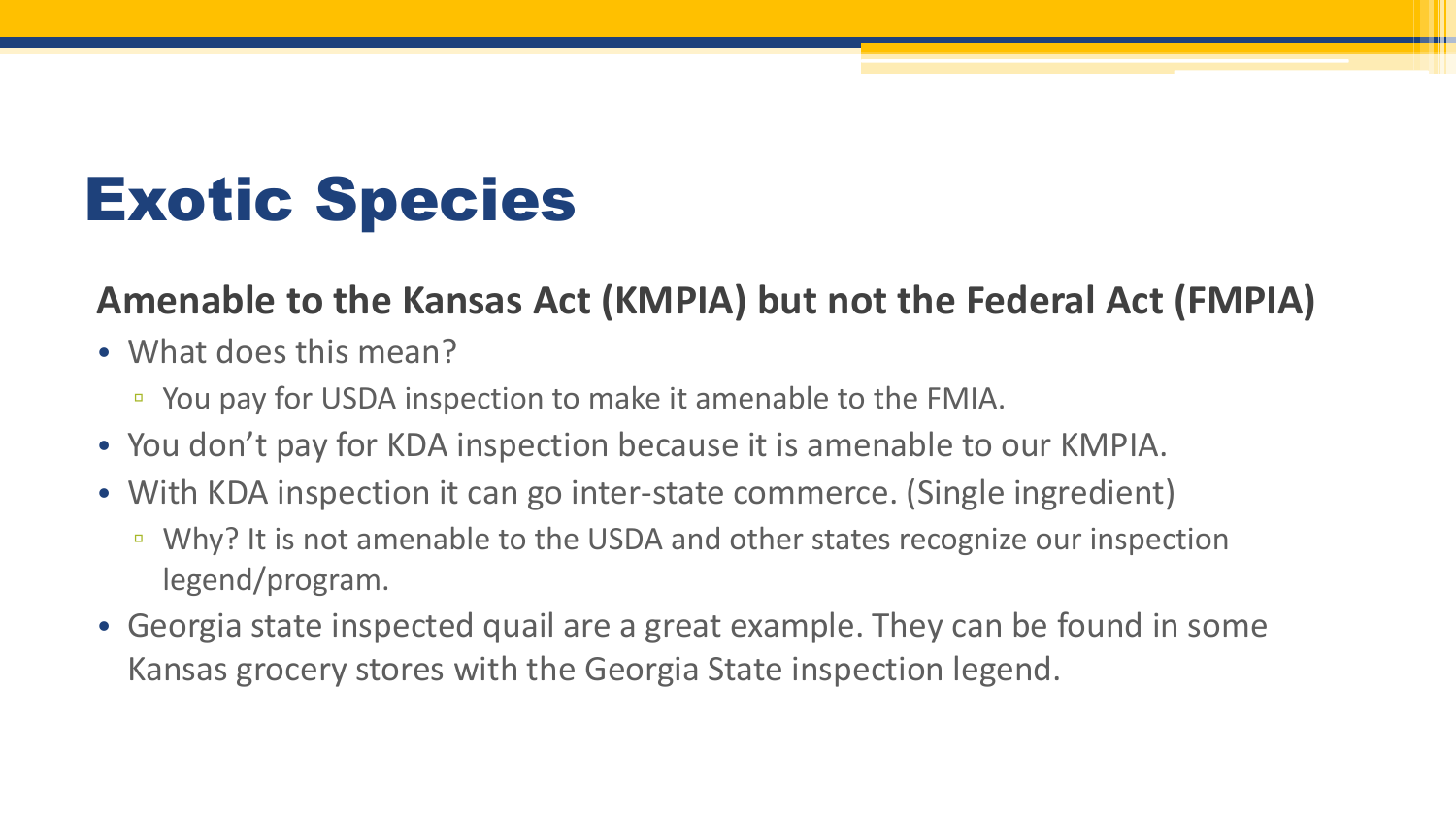# Exotic Species

**Amenable to the Kansas Act (KMPIA) but not the Federal Act (FMPIA)**

- What does this mean?
  - You pay for USDA inspection to make it amenable to the FMIA.
- You don't pay for KDA inspection because it is amenable to our KMPIA.
- With KDA inspection it can go inter-state commerce. (Single ingredient)
  - Why? It is not amenable to the USDA and other states recognize our inspection legend/program.
- Georgia state inspected quail are a great example. They can be found in some Kansas grocery stores with the Georgia State inspection legend.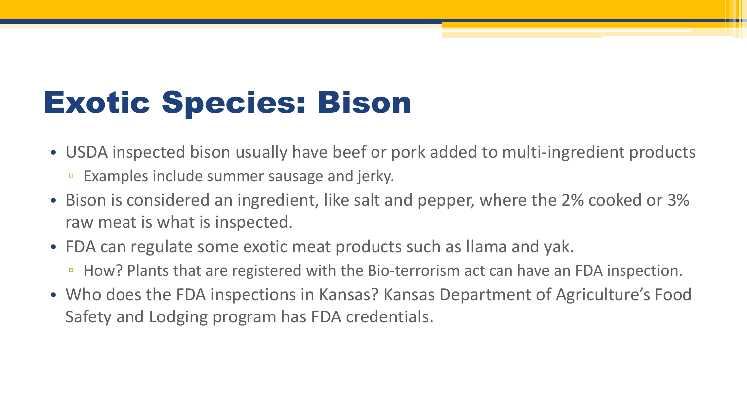# Exotic Species: Bison

- USDA inspected bison usually have beef or pork added to multi-ingredient products
  - Examples include summer sausage and jerky.
- Bison is considered an ingredient, like salt and pepper, where the 2% cooked or 3% raw meat is what is inspected.
- FDA can regulate some exotic meat products such as llama and yak.
  - How? Plants that are registered with the Bio-terrorism act can have an FDA inspection.
- Who does the FDA inspections in Kansas? Kansas Department of Agriculture's Food Safety and Lodging program has FDA credentials.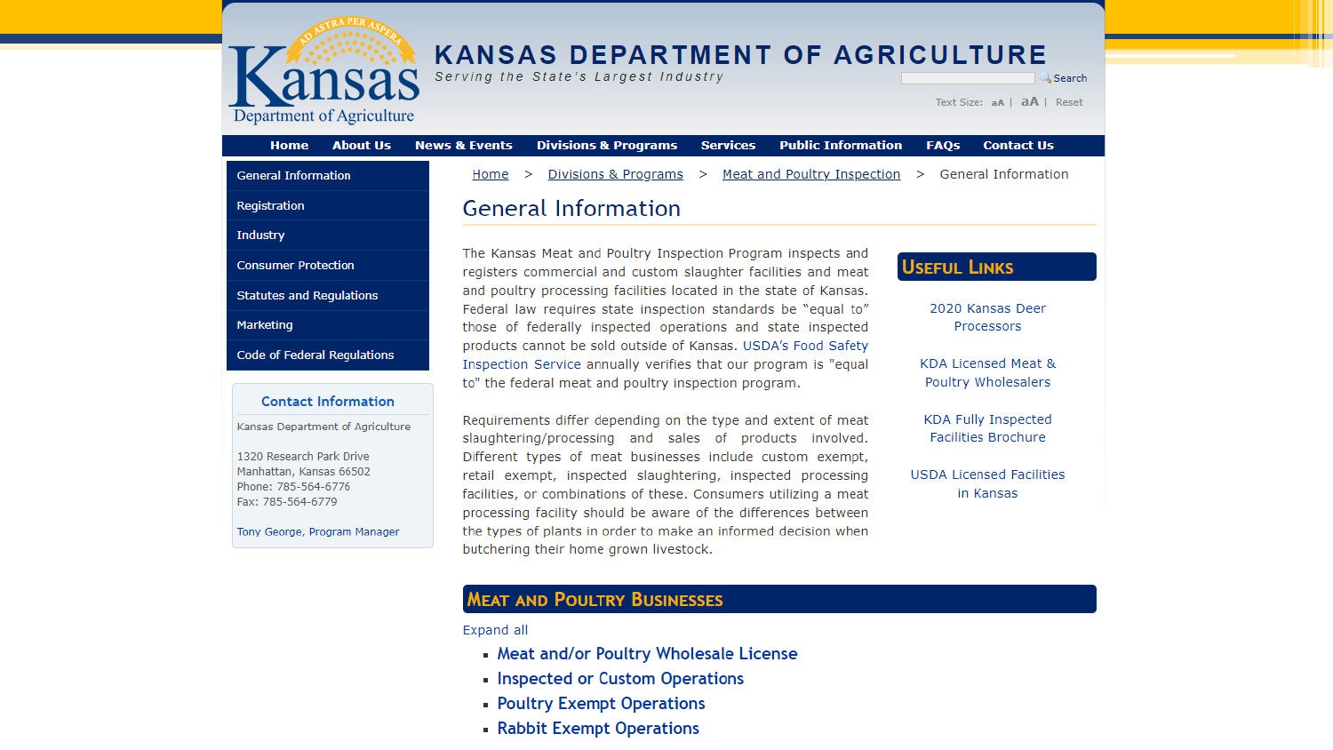# KANSAS DEPARTMENT OF AGRICULTURE

Serving the State's Largest Industry

Search

Text Size: aA | aA | Reset

Home | About Us | News & Events | Divisions & Programs | Services | Public Information | FAQs | Contact Us

- General Information
- Registration
- Industry
- Consumer Protection
- Statutes and Regulations
- Marketing
- Code of Federal Regulations

**Contact Information**

Kansas Department of Agriculture

1320 Research Park Drive
Manhattan, Kansas 66502
Phone: 785-564-6776
Fax: 785-564-6779

Tony George, Program Manager

Home > Divisions & Programs > Meat and Poultry Inspection > General Information

## General Information

The Kansas Meat and Poultry Inspection Program inspects and registers commercial and custom slaughter facilities and meat and poultry processing facilities located in the state of Kansas. Federal law requires state inspection standards be "equal to" those of federally inspected operations and state inspected products cannot be sold outside of Kansas. USDA's Food Safety Inspection Service annually verifies that our program is "equal to" the federal meat and poultry inspection program.

Requirements differ depending on the type and extent of meat slaughtering/processing and sales of products involved. Different types of meat businesses include custom exempt, retail exempt, inspected slaughtering, inspected processing facilities, or combinations of these. Consumers utilizing a meat processing facility should be aware of the differences between the types of plants in order to make an informed decision when butchering their home grown livestock.

### Useful Links

- 2020 Kansas Deer Processors
- KDA Licensed Meat & Poultry Wholesalers
- KDA Fully Inspected Facilities Brochure
- USDA Licensed Facilities in Kansas

### Meat and Poultry Businesses

Expand all

- Meat and/or Poultry Wholesale License
- Inspected or Custom Operations
- Poultry Exempt Operations
- Rabbit Exempt Operations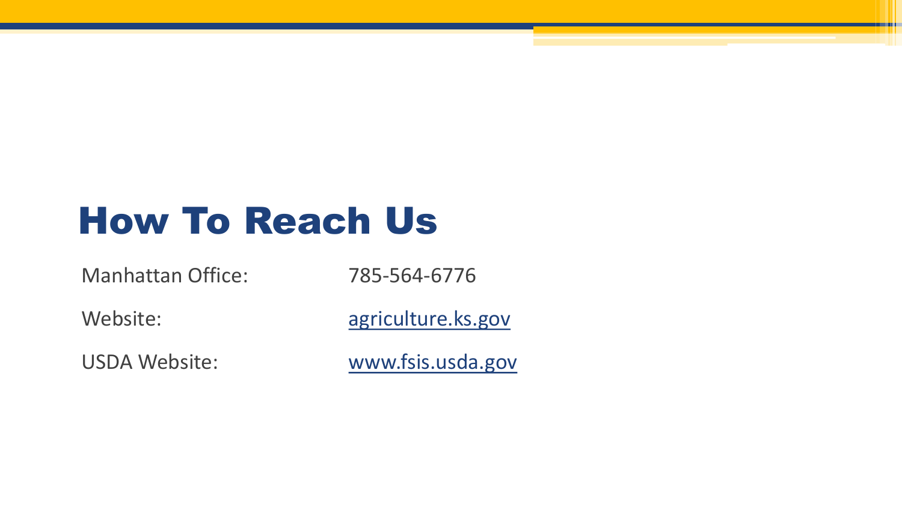# How To Reach Us

| | |
|---|---|
| Manhattan Office: | 785-564-6776 |
| Website: | agriculture.ks.gov |
| USDA Website: | www.fsis.usda.gov |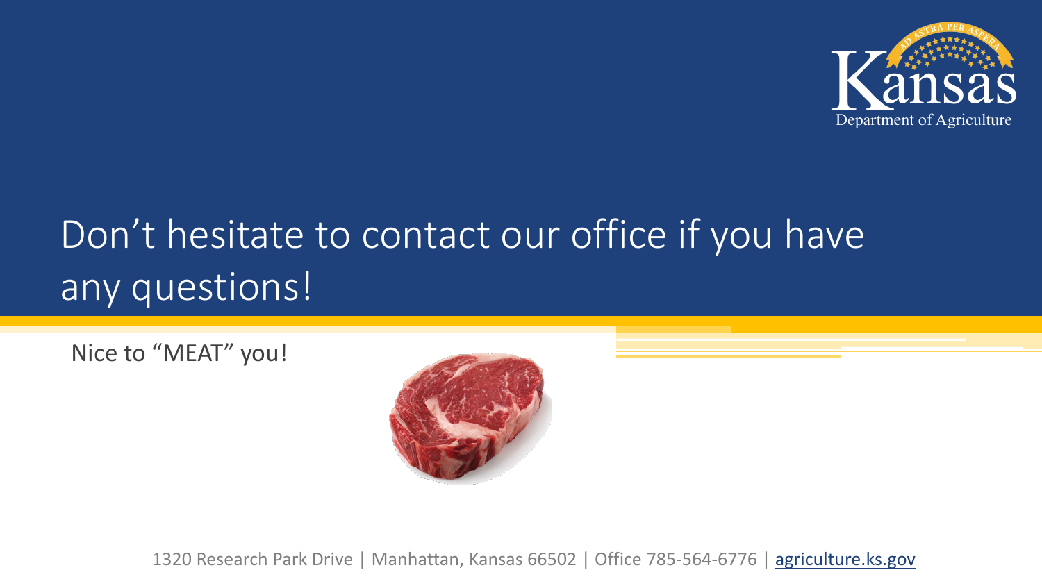# Don't hesitate to contact our office if you have any questions!

Nice to "MEAT" you!

1320 Research Park Drive | Manhattan, Kansas 66502 | Office 785-564-6776 | agriculture.ks.gov